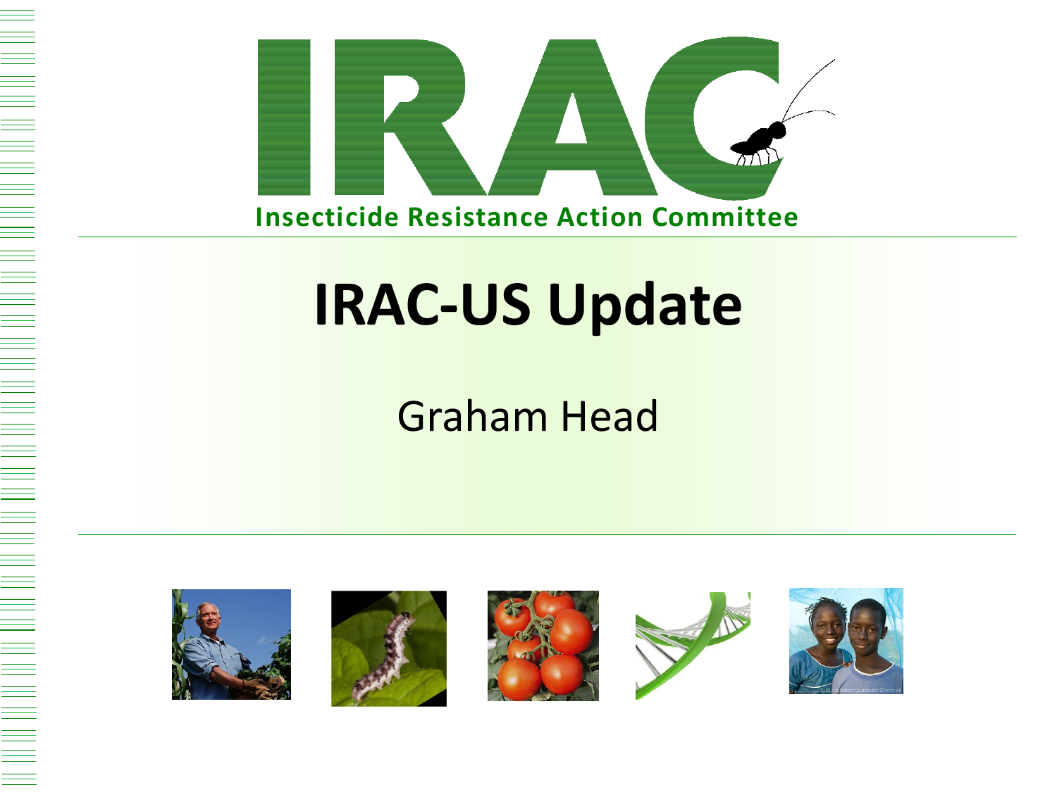# IRAC

Insecticide Resistance Action Committee

# IRAC-US Update

Graham Head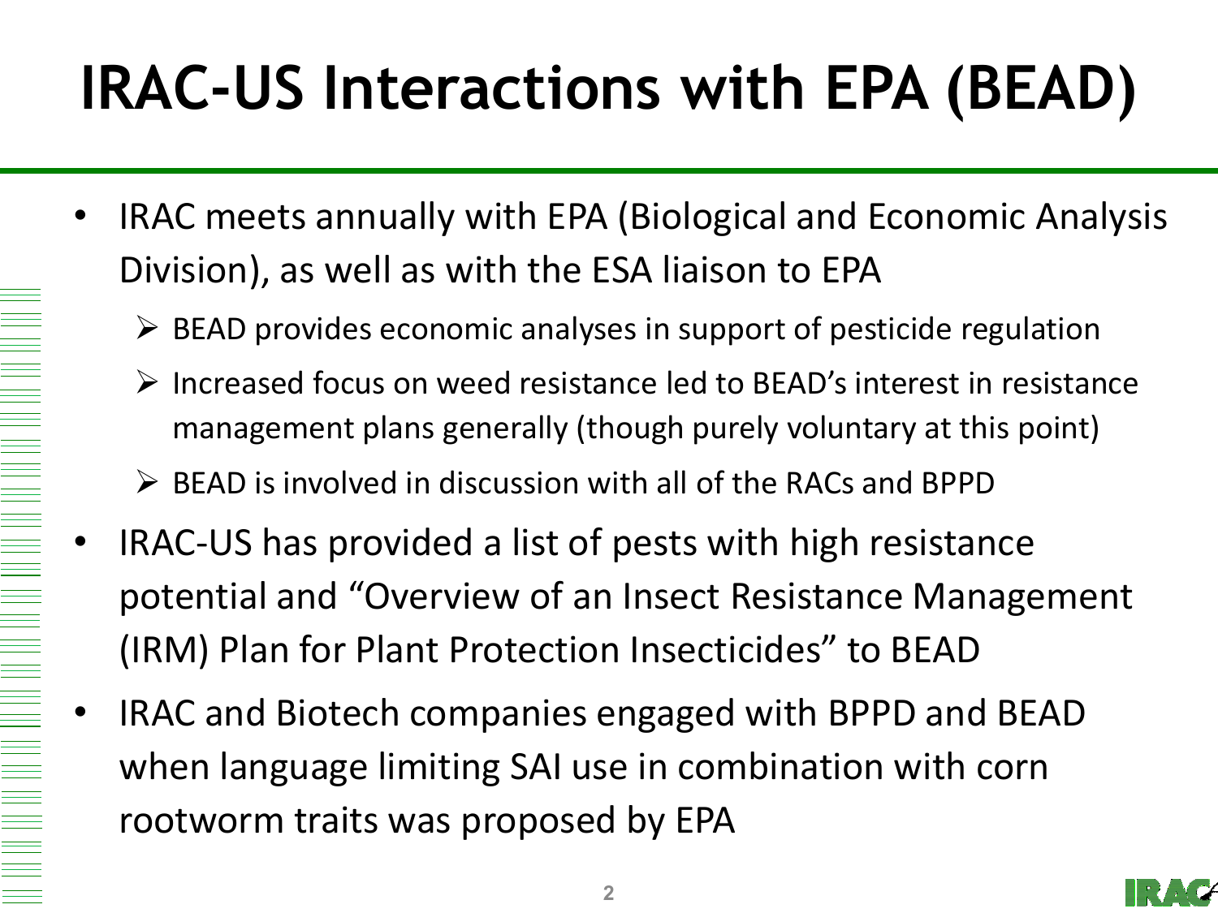# IRAC-US Interactions with EPA (BEAD)

- IRAC meets annually with EPA (Biological and Economic Analysis Division), as well as with the ESA liaison to EPA
  - BEAD provides economic analyses in support of pesticide regulation
  - Increased focus on weed resistance led to BEAD's interest in resistance management plans generally (though purely voluntary at this point)
  - BEAD is involved in discussion with all of the RACs and BPPD
- IRAC-US has provided a list of pests with high resistance potential and "Overview of an Insect Resistance Management (IRM) Plan for Plant Protection Insecticides" to BEAD
- IRAC and Biotech companies engaged with BPPD and BEAD when language limiting SAI use in combination with corn rootworm traits was proposed by EPA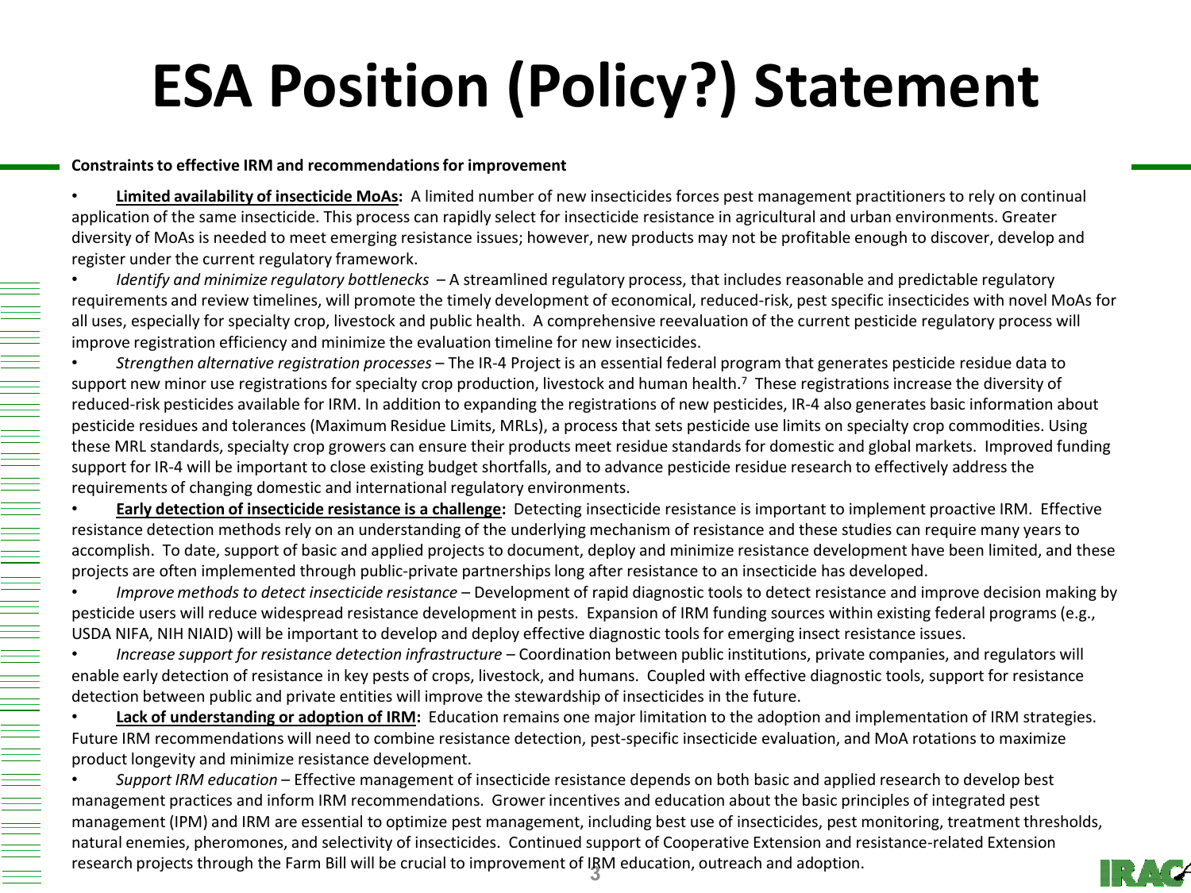# ESA Position (Policy?) Statement

**Constraints to effective IRM and recommendations for improvement**

- **<u>Limited availability of insecticide MoAs</u>:** A limited number of new insecticides forces pest management practitioners to rely on continual application of the same insecticide. This process can rapidly select for insecticide resistance in agricultural and urban environments. Greater diversity of MoAs is needed to meet emerging resistance issues; however, new products may not be profitable enough to discover, develop and register under the current regulatory framework.
- *Identify and minimize regulatory bottlenecks* – A streamlined regulatory process, that includes reasonable and predictable regulatory requirements and review timelines, will promote the timely development of economical, reduced-risk, pest specific insecticides with novel MoAs for all uses, especially for specialty crop, livestock and public health. A comprehensive reevaluation of the current pesticide regulatory process will improve registration efficiency and minimize the evaluation timeline for new insecticides.
- *Strengthen alternative registration processes* – The IR-4 Project is an essential federal program that generates pesticide residue data to support new minor use registrations for specialty crop production, livestock and human health.[7] These registrations increase the diversity of reduced-risk pesticides available for IRM. In addition to expanding the registrations of new pesticides, IR-4 also generates basic information about pesticide residues and tolerances (Maximum Residue Limits, MRLs), a process that sets pesticide use limits on specialty crop commodities. Using these MRL standards, specialty crop growers can ensure their products meet residue standards for domestic and global markets. Improved funding support for IR-4 will be important to close existing budget shortfalls, and to advance pesticide residue research to effectively address the requirements of changing domestic and international regulatory environments.
- **<u>Early detection of insecticide resistance is a challenge</u>:** Detecting insecticide resistance is important to implement proactive IRM. Effective resistance detection methods rely on an understanding of the underlying mechanism of resistance and these studies can require many years to accomplish. To date, support of basic and applied projects to document, deploy and minimize resistance development have been limited, and these projects are often implemented through public-private partnerships long after resistance to an insecticide has developed.
- *Improve methods to detect insecticide resistance* – Development of rapid diagnostic tools to detect resistance and improve decision making by pesticide users will reduce widespread resistance development in pests. Expansion of IRM funding sources within existing federal programs (e.g., USDA NIFA, NIH NIAID) will be important to develop and deploy effective diagnostic tools for emerging insect resistance issues.
- *Increase support for resistance detection infrastructure* – Coordination between public institutions, private companies, and regulators will enable early detection of resistance in key pests of crops, livestock, and humans. Coupled with effective diagnostic tools, support for resistance detection between public and private entities will improve the stewardship of insecticides in the future.
- **<u>Lack of understanding or adoption of IRM</u>:** Education remains one major limitation to the adoption and implementation of IRM strategies. Future IRM recommendations will need to combine resistance detection, pest-specific insecticide evaluation, and MoA rotations to maximize product longevity and minimize resistance development.
- *Support IRM education* – Effective management of insecticide resistance depends on both basic and applied research to develop best management practices and inform IRM recommendations. Grower incentives and education about the basic principles of integrated pest management (IPM) and IRM are essential to optimize pest management, including best use of insecticides, pest monitoring, treatment thresholds, natural enemies, pheromones, and selectivity of insecticides. Continued support of Cooperative Extension and resistance-related Extension research projects through the Farm Bill will be crucial to improvement of IRM education, outreach and adoption.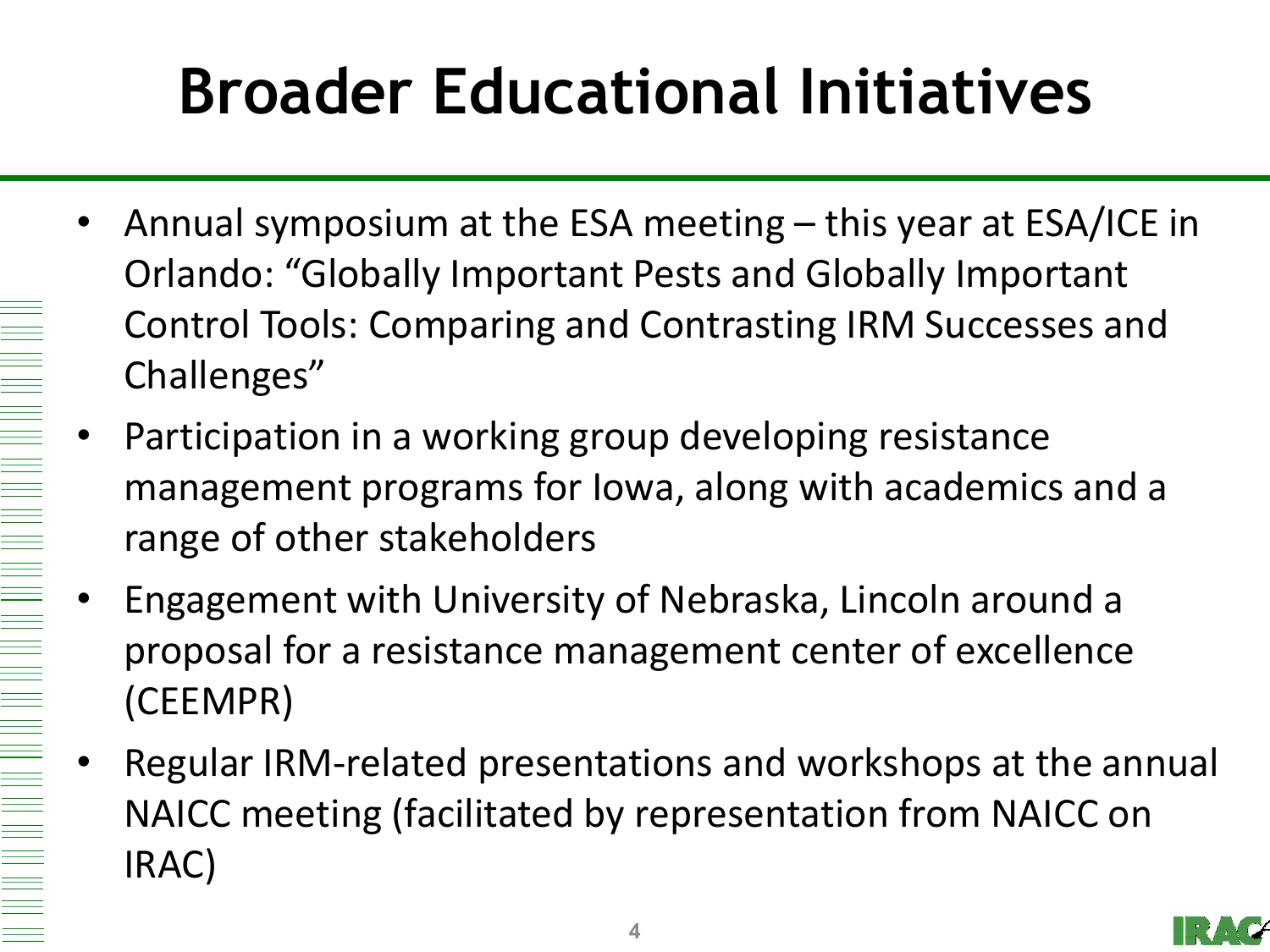# Broader Educational Initiatives

- Annual symposium at the ESA meeting – this year at ESA/ICE in Orlando: "Globally Important Pests and Globally Important Control Tools: Comparing and Contrasting IRM Successes and Challenges"
- Participation in a working group developing resistance management programs for Iowa, along with academics and a range of other stakeholders
- Engagement with University of Nebraska, Lincoln around a proposal for a resistance management center of excellence (CEEMPR)
- Regular IRM-related presentations and workshops at the annual NAICC meeting (facilitated by representation from NAICC on IRAC)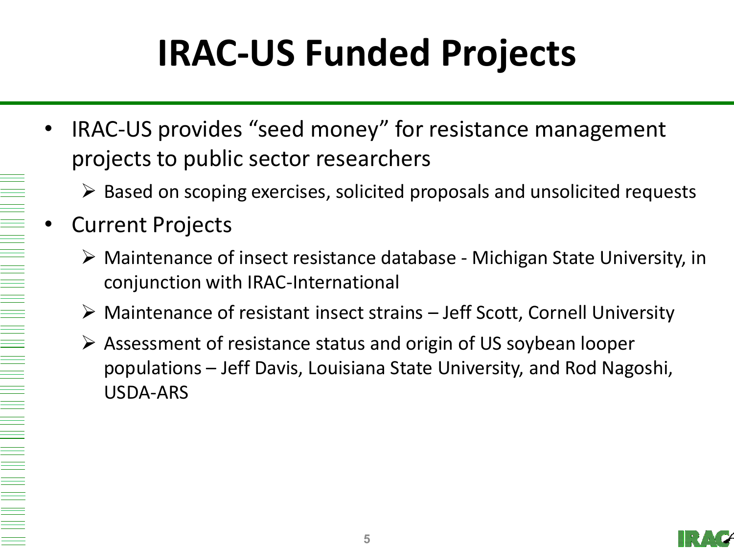# IRAC-US Funded Projects

- IRAC-US provides "seed money" for resistance management projects to public sector researchers
  - Based on scoping exercises, solicited proposals and unsolicited requests
- Current Projects
  - Maintenance of insect resistance database - Michigan State University, in conjunction with IRAC-International
  - Maintenance of resistant insect strains – Jeff Scott, Cornell University
  - Assessment of resistance status and origin of US soybean looper populations – Jeff Davis, Louisiana State University, and Rod Nagoshi, USDA-ARS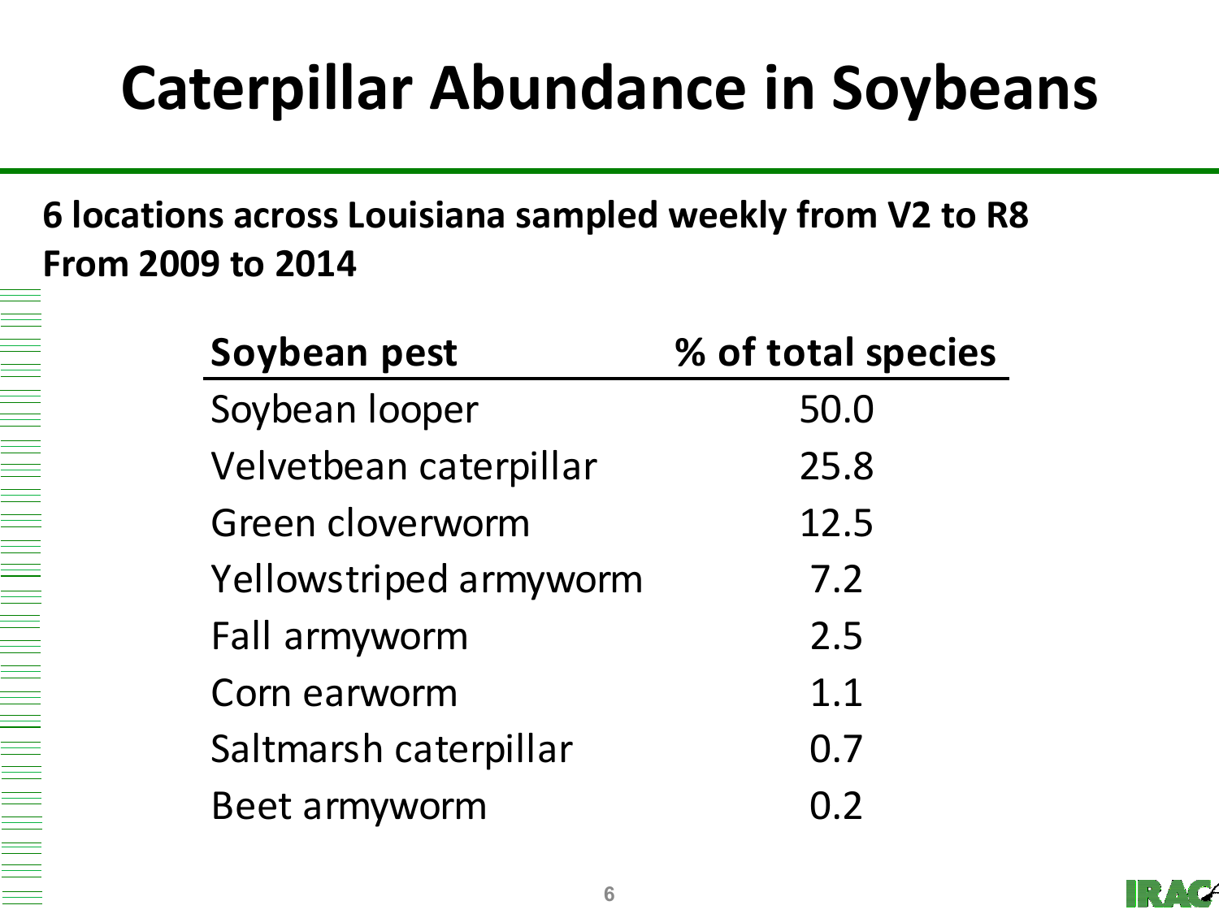# Caterpillar Abundance in Soybeans

**6 locations across Louisiana sampled weekly from V2 to R8**
**From 2009 to 2014**

| Soybean pest | % of total species |
|---|---|
| Soybean looper | 50.0 |
| Velvetbean caterpillar | 25.8 |
| Green cloverworm | 12.5 |
| Yellowstriped armyworm | 7.2 |
| Fall armyworm | 2.5 |
| Corn earworm | 1.1 |
| Saltmarsh caterpillar | 0.7 |
| Beet armyworm | 0.2 |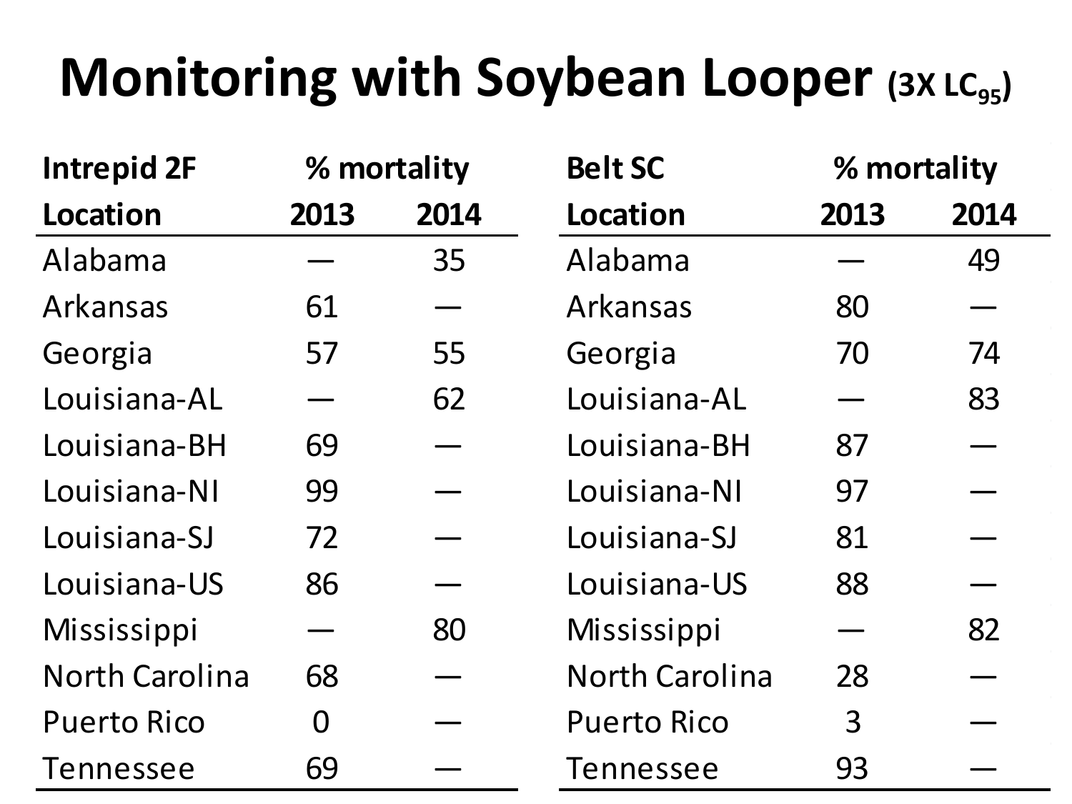# Monitoring with Soybean Looper (3X $LC_{95}$)

| Intrepid 2F | % mortality | |
|---|---|---|
| Location | 2013 | 2014 |
| Alabama | — | 35 |
| Arkansas | 61 | — |
| Georgia | 57 | 55 |
| Louisiana-AL | — | 62 |
| Louisiana-BH | 69 | — |
| Louisiana-NI | 99 | — |
| Louisiana-SJ | 72 | — |
| Louisiana-US | 86 | — |
| Mississippi | — | 80 |
| North Carolina | 68 | — |
| Puerto Rico | 0 | — |
| Tennessee | 69 | — |

| Belt SC | % mortality | |
|---|---|---|
| Location | 2013 | 2014 |
| Alabama | — | 49 |
| Arkansas | 80 | — |
| Georgia | 70 | 74 |
| Louisiana-AL | — | 83 |
| Louisiana-BH | 87 | — |
| Louisiana-NI | 97 | — |
| Louisiana-SJ | 81 | — |
| Louisiana-US | 88 | — |
| Mississippi | — | 82 |
| North Carolina | 28 | — |
| Puerto Rico | 3 | — |
| Tennessee | 93 | — |